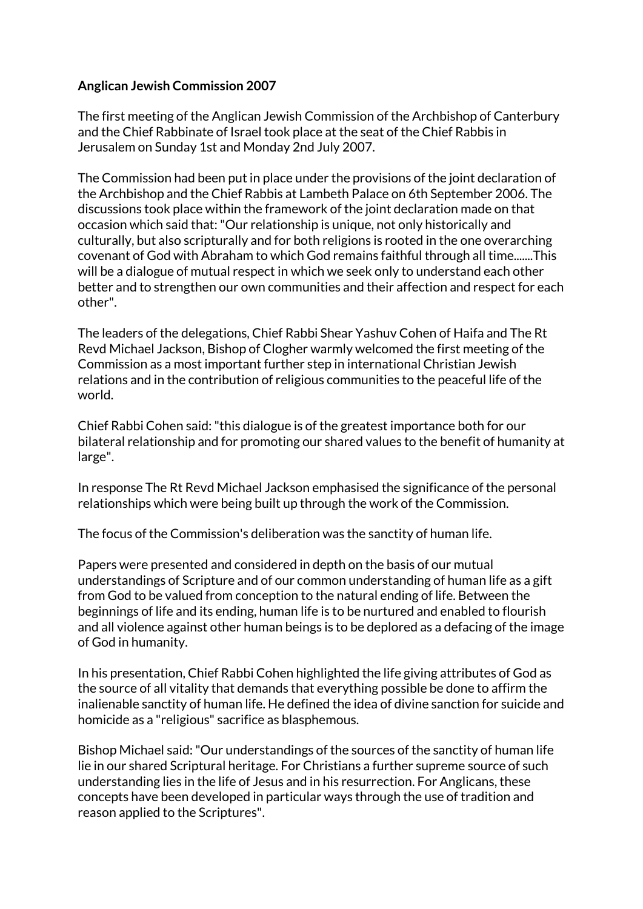**Anglican Jewish Commission 2007**

The first meeting of the Anglican Jewish Commission of the Archbishop of Canterbury and the Chief Rabbinate of Israel took place at the seat of the Chief Rabbis in Jerusalem on Sunday 1st and Monday 2nd July 2007.

The Commission had been put in place under the provisions of the joint declaration of the Archbishop and the Chief Rabbis at Lambeth Palace on 6th September 2006. The discussions took place within the framework of the joint declaration made on that occasion which said that: "Our relationship is unique, not only historically and culturally, but also scripturally and for both religions is rooted in the one overarching covenant of God with Abraham to which God remains faithful through all time.......This will be a dialogue of mutual respect in which we seek only to understand each other better and to strengthen our own communities and their affection and respect for each other".

The leaders of the delegations, Chief Rabbi Shear Yashuv Cohen of Haifa and The Rt Revd Michael Jackson, Bishop of Clogher warmly welcomed the first meeting of the Commission as a most important further step in international Christian Jewish relations and in the contribution of religious communities to the peaceful life of the world.

Chief Rabbi Cohen said: "this dialogue is of the greatest importance both for our bilateral relationship and for promoting our shared values to the benefit of humanity at large".

In response The Rt Revd Michael Jackson emphasised the significance of the personal relationships which were being built up through the work of the Commission.

The focus of the Commission's deliberation was the sanctity of human life.

Papers were presented and considered in depth on the basis of our mutual understandings of Scripture and of our common understanding of human life as a gift from God to be valued from conception to the natural ending of life. Between the beginnings of life and its ending, human life is to be nurtured and enabled to flourish and all violence against other human beings is to be deplored as a defacing of the image of God in humanity.

In his presentation, Chief Rabbi Cohen highlighted the life giving attributes of God as the source of all vitality that demands that everything possible be done to affirm the inalienable sanctity of human life. He defined the idea of divine sanction for suicide and homicide as a "religious" sacrifice as blasphemous.

Bishop Michael said: "Our understandings of the sources of the sanctity of human life lie in our shared Scriptural heritage. For Christians a further supreme source of such understanding lies in the life of Jesus and in his resurrection. For Anglicans, these concepts have been developed in particular ways through the use of tradition and reason applied to the Scriptures".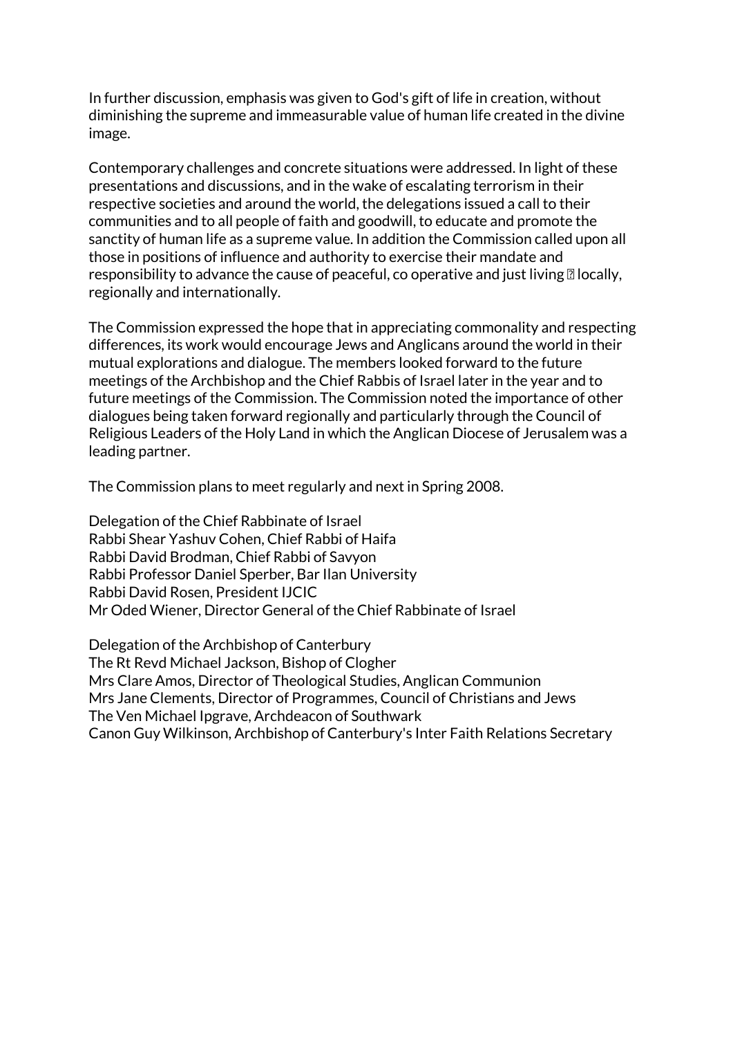In further discussion, emphasis was given to God's gift of life in creation, without diminishing the supreme and immeasurable value of human life created in the divine image.

Contemporary challenges and concrete situations were addressed. In light of these presentations and discussions, and in the wake of escalating terrorism in their respective societies and around the world, the delegations issued a call to their communities and to all people of faith and goodwill, to educate and promote the sanctity of human life as a supreme value. In addition the Commission called upon all those in positions of influence and authority to exercise their mandate and responsibility to advance the cause of peaceful, co operative and just living � locally, regionally and internationally.

The Commission expressed the hope that in appreciating commonality and respecting differences, its work would encourage Jews and Anglicans around the world in their mutual explorations and dialogue. The members looked forward to the future meetings of the Archbishop and the Chief Rabbis of Israel later in the year and to future meetings of the Commission. The Commission noted the importance of other dialogues being taken forward regionally and particularly through the Council of Religious Leaders of the Holy Land in which the Anglican Diocese of Jerusalem was a leading partner.

The Commission plans to meet regularly and next in Spring 2008.

Delegation of the Chief Rabbinate of Israel
Rabbi Shear Yashuv Cohen, Chief Rabbi of Haifa
Rabbi David Brodman, Chief Rabbi of Savyon
Rabbi Professor Daniel Sperber, Bar Ilan University
Rabbi David Rosen, President IJCIC
Mr Oded Wiener, Director General of the Chief Rabbinate of Israel

Delegation of the Archbishop of Canterbury
The Rt Revd Michael Jackson, Bishop of Clogher
Mrs Clare Amos, Director of Theological Studies, Anglican Communion
Mrs Jane Clements, Director of Programmes, Council of Christians and Jews
The Ven Michael Ipgrave, Archdeacon of Southwark
Canon Guy Wilkinson, Archbishop of Canterbury's Inter Faith Relations Secretary